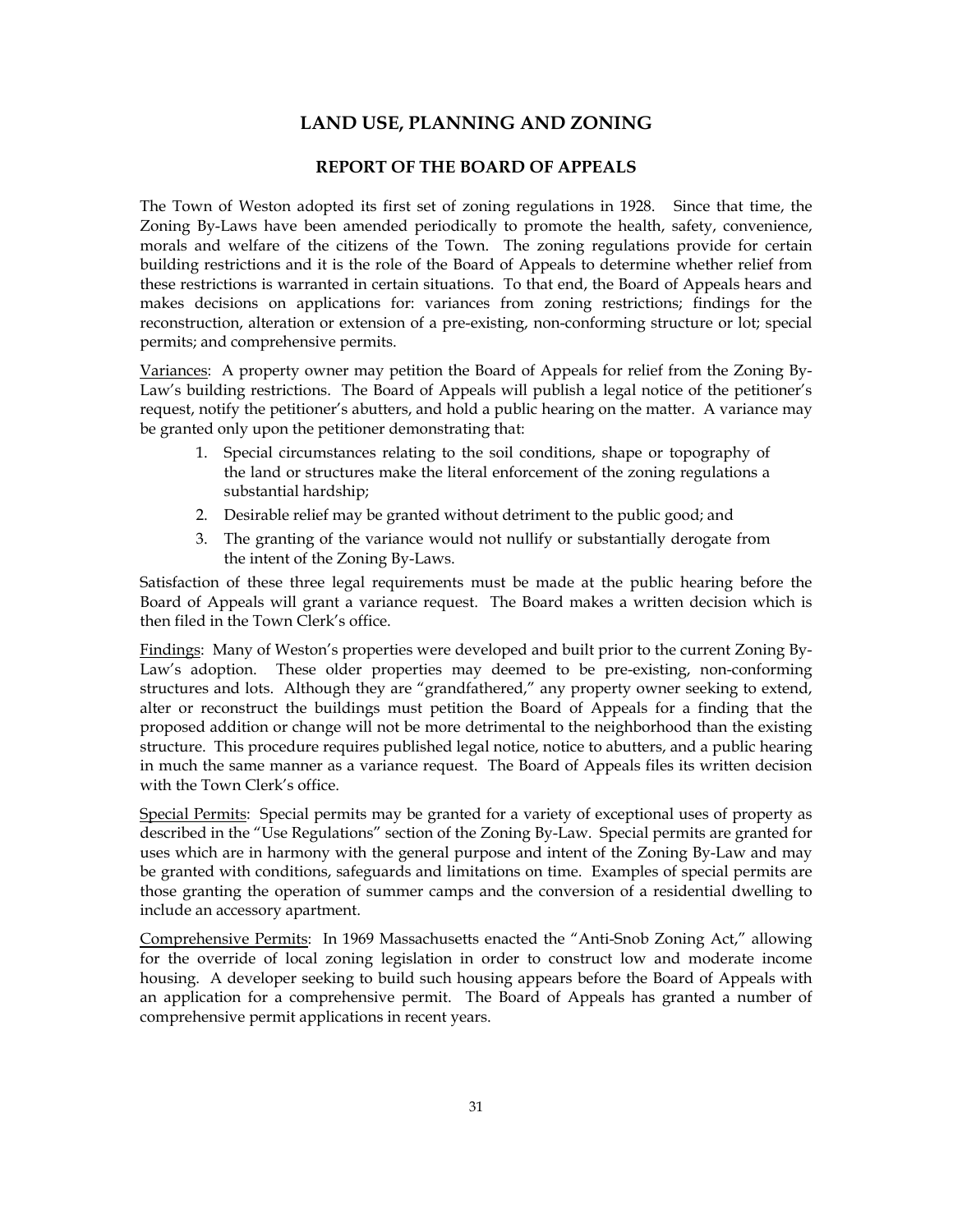# LAND USE, PLANNING AND ZONING

## REPORT OF THE BOARD OF APPEALS

The Town of Weston adopted its first set of zoning regulations in 1928. Since that time, the Zoning By-Laws have been amended periodically to promote the health, safety, convenience, morals and welfare of the citizens of the Town. The zoning regulations provide for certain building restrictions and it is the role of the Board of Appeals to determine whether relief from these restrictions is warranted in certain situations. To that end, the Board of Appeals hears and makes decisions on applications for: variances from zoning restrictions; findings for the reconstruction, alteration or extension of a pre-existing, non-conforming structure or lot; special permits; and comprehensive permits.

<u>Variances</u>: A property owner may petition the Board of Appeals for relief from the Zoning By-Law's building restrictions. The Board of Appeals will publish a legal notice of the petitioner's request, notify the petitioner's abutters, and hold a public hearing on the matter. A variance may be granted only upon the petitioner demonstrating that:

1. Special circumstances relating to the soil conditions, shape or topography of the land or structures make the literal enforcement of the zoning regulations a substantial hardship;
2. Desirable relief may be granted without detriment to the public good; and
3. The granting of the variance would not nullify or substantially derogate from the intent of the Zoning By-Laws.

Satisfaction of these three legal requirements must be made at the public hearing before the Board of Appeals will grant a variance request. The Board makes a written decision which is then filed in the Town Clerk's office.

<u>Findings</u>: Many of Weston's properties were developed and built prior to the current Zoning By-Law's adoption. These older properties may deemed to be pre-existing, non-conforming structures and lots. Although they are "grandfathered," any property owner seeking to extend, alter or reconstruct the buildings must petition the Board of Appeals for a finding that the proposed addition or change will not be more detrimental to the neighborhood than the existing structure. This procedure requires published legal notice, notice to abutters, and a public hearing in much the same manner as a variance request. The Board of Appeals files its written decision with the Town Clerk's office.

<u>Special Permits</u>: Special permits may be granted for a variety of exceptional uses of property as described in the "Use Regulations" section of the Zoning By-Law. Special permits are granted for uses which are in harmony with the general purpose and intent of the Zoning By-Law and may be granted with conditions, safeguards and limitations on time. Examples of special permits are those granting the operation of summer camps and the conversion of a residential dwelling to include an accessory apartment.

<u>Comprehensive Permits</u>: In 1969 Massachusetts enacted the "Anti-Snob Zoning Act," allowing for the override of local zoning legislation in order to construct low and moderate income housing. A developer seeking to build such housing appears before the Board of Appeals with an application for a comprehensive permit. The Board of Appeals has granted a number of comprehensive permit applications in recent years.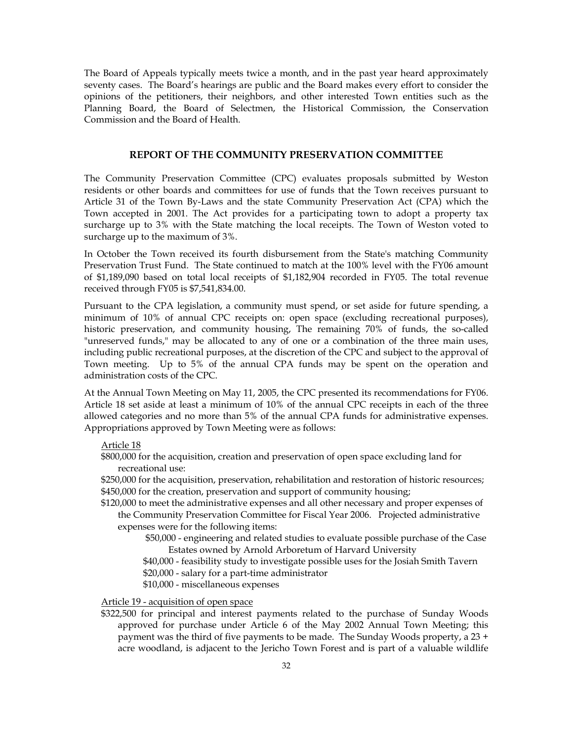The Board of Appeals typically meets twice a month, and in the past year heard approximately seventy cases. The Board's hearings are public and the Board makes every effort to consider the opinions of the petitioners, their neighbors, and other interested Town entities such as the Planning Board, the Board of Selectmen, the Historical Commission, the Conservation Commission and the Board of Health.

## REPORT OF THE COMMUNITY PRESERVATION COMMITTEE

The Community Preservation Committee (CPC) evaluates proposals submitted by Weston residents or other boards and committees for use of funds that the Town receives pursuant to Article 31 of the Town By-Laws and the state Community Preservation Act (CPA) which the Town accepted in 2001. The Act provides for a participating town to adopt a property tax surcharge up to 3% with the State matching the local receipts. The Town of Weston voted to surcharge up to the maximum of 3%.

In October the Town received its fourth disbursement from the State's matching Community Preservation Trust Fund. The State continued to match at the 100% level with the FY06 amount of $1,189,090 based on total local receipts of $1,182,904 recorded in FY05. The total revenue received through FY05 is $7,541,834.00.

Pursuant to the CPA legislation, a community must spend, or set aside for future spending, a minimum of 10% of annual CPC receipts on: open space (excluding recreational purposes), historic preservation, and community housing, The remaining 70% of funds, the so-called "unreserved funds," may be allocated to any of one or a combination of the three main uses, including public recreational purposes, at the discretion of the CPC and subject to the approval of Town meeting. Up to 5% of the annual CPA funds may be spent on the operation and administration costs of the CPC.

At the Annual Town Meeting on May 11, 2005, the CPC presented its recommendations for FY06. Article 18 set aside at least a minimum of 10% of the annual CPC receipts in each of the three allowed categories and no more than 5% of the annual CPA funds for administrative expenses. Appropriations approved by Town Meeting were as follows:

Article 18

$800,000 for the acquisition, creation and preservation of open space excluding land for recreational use:

$250,000 for the acquisition, preservation, rehabilitation and restoration of historic resources;

$450,000 for the creation, preservation and support of community housing;

$120,000 to meet the administrative expenses and all other necessary and proper expenses of the Community Preservation Committee for Fiscal Year 2006. Projected administrative expenses were for the following items:

- $50,000 - engineering and related studies to evaluate possible purchase of the Case Estates owned by Arnold Arboretum of Harvard University
- $40,000 - feasibility study to investigate possible uses for the Josiah Smith Tavern
- $20,000 - salary for a part-time administrator
- $10,000 - miscellaneous expenses

Article 19 - acquisition of open space

$322,500 for principal and interest payments related to the purchase of Sunday Woods approved for purchase under Article 6 of the May 2002 Annual Town Meeting; this payment was the third of five payments to be made. The Sunday Woods property, a 23 + acre woodland, is adjacent to the Jericho Town Forest and is part of a valuable wildlife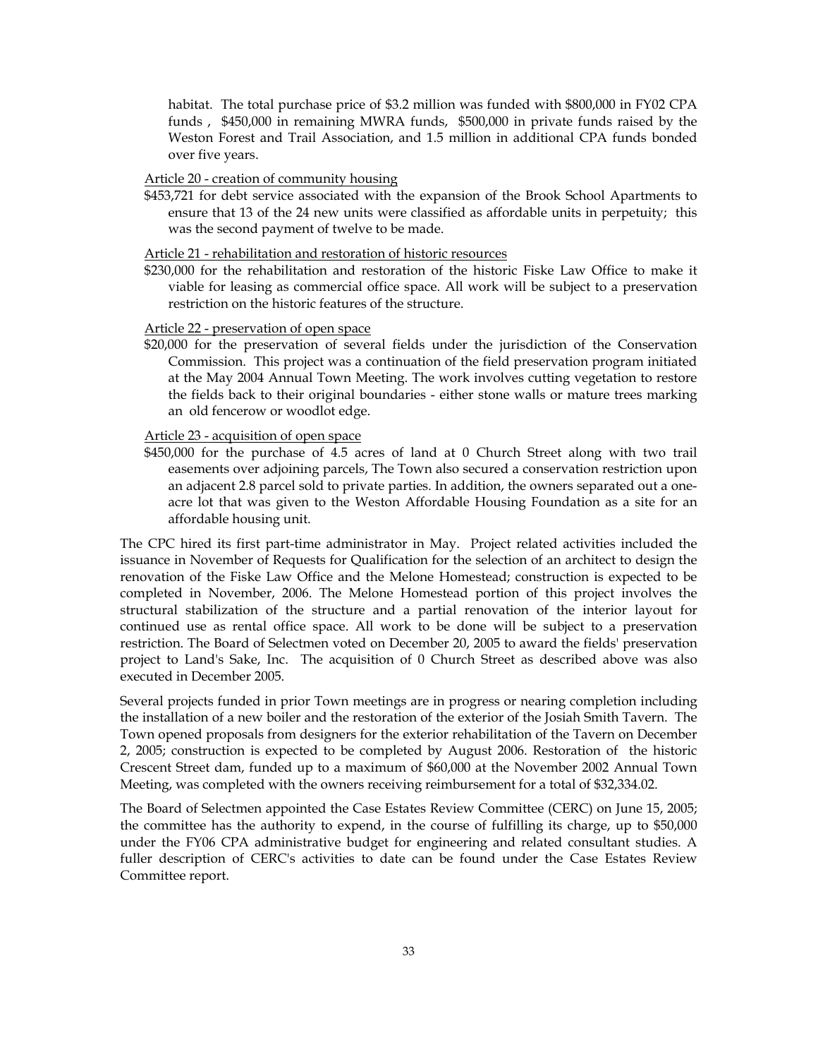habitat. The total purchase price of $3.2 million was funded with $800,000 in FY02 CPA funds , $450,000 in remaining MWRA funds, $500,000 in private funds raised by the Weston Forest and Trail Association, and 1.5 million in additional CPA funds bonded over five years.

Article 20 - creation of community housing

$453,721 for debt service associated with the expansion of the Brook School Apartments to ensure that 13 of the 24 new units were classified as affordable units in perpetuity; this was the second payment of twelve to be made.

Article 21 - rehabilitation and restoration of historic resources

$230,000 for the rehabilitation and restoration of the historic Fiske Law Office to make it viable for leasing as commercial office space. All work will be subject to a preservation restriction on the historic features of the structure.

Article 22 - preservation of open space

$20,000 for the preservation of several fields under the jurisdiction of the Conservation Commission. This project was a continuation of the field preservation program initiated at the May 2004 Annual Town Meeting. The work involves cutting vegetation to restore the fields back to their original boundaries - either stone walls or mature trees marking an old fencerow or woodlot edge.

Article 23 - acquisition of open space

$450,000 for the purchase of 4.5 acres of land at 0 Church Street along with two trail easements over adjoining parcels, The Town also secured a conservation restriction upon an adjacent 2.8 parcel sold to private parties. In addition, the owners separated out a one-acre lot that was given to the Weston Affordable Housing Foundation as a site for an affordable housing unit.

The CPC hired its first part-time administrator in May. Project related activities included the issuance in November of Requests for Qualification for the selection of an architect to design the renovation of the Fiske Law Office and the Melone Homestead; construction is expected to be completed in November, 2006. The Melone Homestead portion of this project involves the structural stabilization of the structure and a partial renovation of the interior layout for continued use as rental office space. All work to be done will be subject to a preservation restriction. The Board of Selectmen voted on December 20, 2005 to award the fields' preservation project to Land's Sake, Inc. The acquisition of 0 Church Street as described above was also executed in December 2005.

Several projects funded in prior Town meetings are in progress or nearing completion including the installation of a new boiler and the restoration of the exterior of the Josiah Smith Tavern. The Town opened proposals from designers for the exterior rehabilitation of the Tavern on December 2, 2005; construction is expected to be completed by August 2006. Restoration of the historic Crescent Street dam, funded up to a maximum of $60,000 at the November 2002 Annual Town Meeting, was completed with the owners receiving reimbursement for a total of $32,334.02.

The Board of Selectmen appointed the Case Estates Review Committee (CERC) on June 15, 2005; the committee has the authority to expend, in the course of fulfilling its charge, up to $50,000 under the FY06 CPA administrative budget for engineering and related consultant studies. A fuller description of CERC's activities to date can be found under the Case Estates Review Committee report.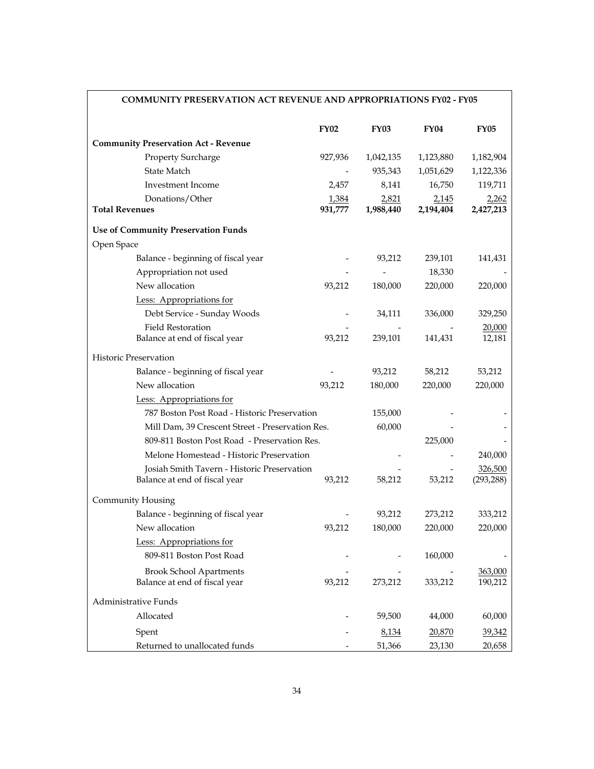## COMMUNITY PRESERVATION ACT REVENUE AND APPROPRIATIONS FY02 - FY05

| | FY02 | FY03 | FY04 | FY05 |
|---|---|---|---|---|
| **Community Preservation Act - Revenue** | | | | |
| Property Surcharge | 927,936 | 1,042,135 | 1,123,880 | 1,182,904 |
| State Match | - | 935,343 | 1,051,629 | 1,122,336 |
| Investment Income | 2,457 | 8,141 | 16,750 | 119,711 |
| Donations/Other | 1,384 | 2,821 | 2,145 | 2,262 |
| **Total Revenues** | **931,777** | **1,988,440** | **2,194,404** | **2,427,213** |
| **Use of Community Preservation Funds** | | | | |
| Open Space | | | | |
| Balance - beginning of fiscal year | - | 93,212 | 239,101 | 141,431 |
| Appropriation not used | - | - | 18,330 | - |
| New allocation | 93,212 | 180,000 | 220,000 | 220,000 |
| Less: Appropriations for | | | | |
| Debt Service - Sunday Woods | - | 34,111 | 336,000 | 329,250 |
| Field Restoration | - | - | - | 20,000 |
| Balance at end of fiscal year | 93,212 | 239,101 | 141,431 | 12,181 |
| Historic Preservation | | | | |
| Balance - beginning of fiscal year | - | 93,212 | 58,212 | 53,212 |
| New allocation | 93,212 | 180,000 | 220,000 | 220,000 |
| Less: Appropriations for | | | | |
| 787 Boston Post Road - Historic Preservation | | 155,000 | - | - |
| Mill Dam, 39 Crescent Street - Preservation Res. | | 60,000 | - | - |
| 809-811 Boston Post Road - Preservation Res. | | | 225,000 | - |
| Melone Homestead - Historic Preservation | | - | - | 240,000 |
| Josiah Smith Tavern - Historic Preservation | | - | - | 326,500 |
| Balance at end of fiscal year | 93,212 | 58,212 | 53,212 | (293,288) |
| Community Housing | | | | |
| Balance - beginning of fiscal year | - | 93,212 | 273,212 | 333,212 |
| New allocation | 93,212 | 180,000 | 220,000 | 220,000 |
| Less: Appropriations for | | | | |
| 809-811 Boston Post Road | - | - | 160,000 | - |
| Brook School Apartments | - | - | - | 363,000 |
| Balance at end of fiscal year | 93,212 | 273,212 | 333,212 | 190,212 |
| Administrative Funds | | | | |
| Allocated | - | 59,500 | 44,000 | 60,000 |
| Spent | - | 8,134 | 20,870 | 39,342 |
| Returned to unallocated funds | - | 51,366 | 23,130 | 20,658 |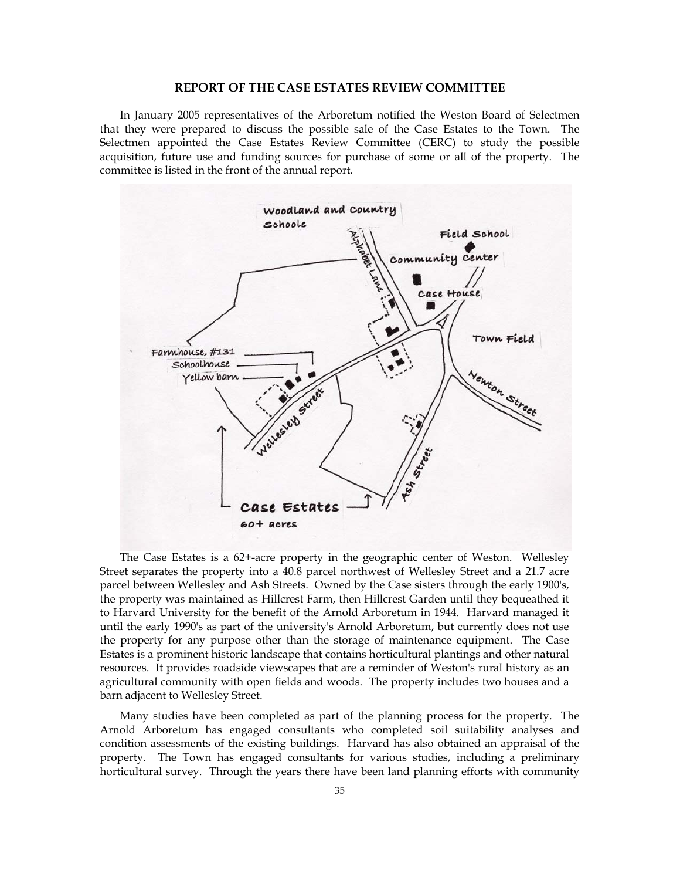## REPORT OF THE CASE ESTATES REVIEW COMMITTEE

In January 2005 representatives of the Arboretum notified the Weston Board of Selectmen that they were prepared to discuss the possible sale of the Case Estates to the Town. The Selectmen appointed the Case Estates Review Committee (CERC) to study the possible acquisition, future use and funding sources for purchase of some or all of the property. The committee is listed in the front of the annual report.

The Case Estates is a 62+-acre property in the geographic center of Weston. Wellesley Street separates the property into a 40.8 parcel northwest of Wellesley Street and a 21.7 acre parcel between Wellesley and Ash Streets. Owned by the Case sisters through the early 1900's, the property was maintained as Hillcrest Farm, then Hillcrest Garden until they bequeathed it to Harvard University for the benefit of the Arnold Arboretum in 1944. Harvard managed it until the early 1990's as part of the university's Arnold Arboretum, but currently does not use the property for any purpose other than the storage of maintenance equipment. The Case Estates is a prominent historic landscape that contains horticultural plantings and other natural resources. It provides roadside viewscapes that are a reminder of Weston's rural history as an agricultural community with open fields and woods. The property includes two houses and a barn adjacent to Wellesley Street.

Many studies have been completed as part of the planning process for the property. The Arnold Arboretum has engaged consultants who completed soil suitability analyses and condition assessments of the existing buildings. Harvard has also obtained an appraisal of the property. The Town has engaged consultants for various studies, including a preliminary horticultural survey. Through the years there have been land planning efforts with community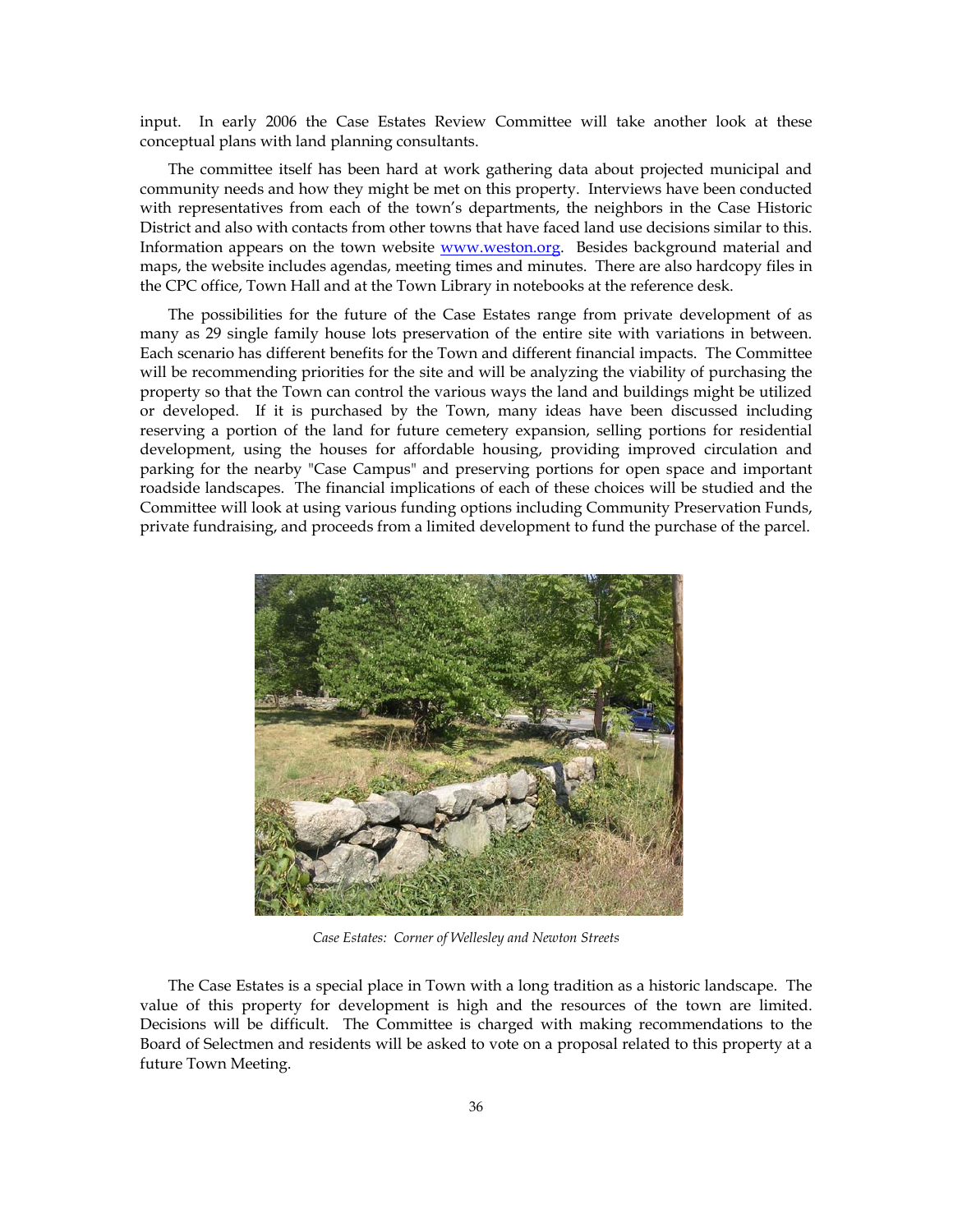input. In early 2006 the Case Estates Review Committee will take another look at these conceptual plans with land planning consultants.

The committee itself has been hard at work gathering data about projected municipal and community needs and how they might be met on this property. Interviews have been conducted with representatives from each of the town's departments, the neighbors in the Case Historic District and also with contacts from other towns that have faced land use decisions similar to this. Information appears on the town website www.weston.org. Besides background material and maps, the website includes agendas, meeting times and minutes. There are also hardcopy files in the CPC office, Town Hall and at the Town Library in notebooks at the reference desk.

The possibilities for the future of the Case Estates range from private development of as many as 29 single family house lots preservation of the entire site with variations in between. Each scenario has different benefits for the Town and different financial impacts. The Committee will be recommending priorities for the site and will be analyzing the viability of purchasing the property so that the Town can control the various ways the land and buildings might be utilized or developed. If it is purchased by the Town, many ideas have been discussed including reserving a portion of the land for future cemetery expansion, selling portions for residential development, using the houses for affordable housing, providing improved circulation and parking for the nearby "Case Campus" and preserving portions for open space and important roadside landscapes. The financial implications of each of these choices will be studied and the Committee will look at using various funding options including Community Preservation Funds, private fundraising, and proceeds from a limited development to fund the purchase of the parcel.

*Case Estates: Corner of Wellesley and Newton Streets*

The Case Estates is a special place in Town with a long tradition as a historic landscape. The value of this property for development is high and the resources of the town are limited. Decisions will be difficult. The Committee is charged with making recommendations to the Board of Selectmen and residents will be asked to vote on a proposal related to this property at a future Town Meeting.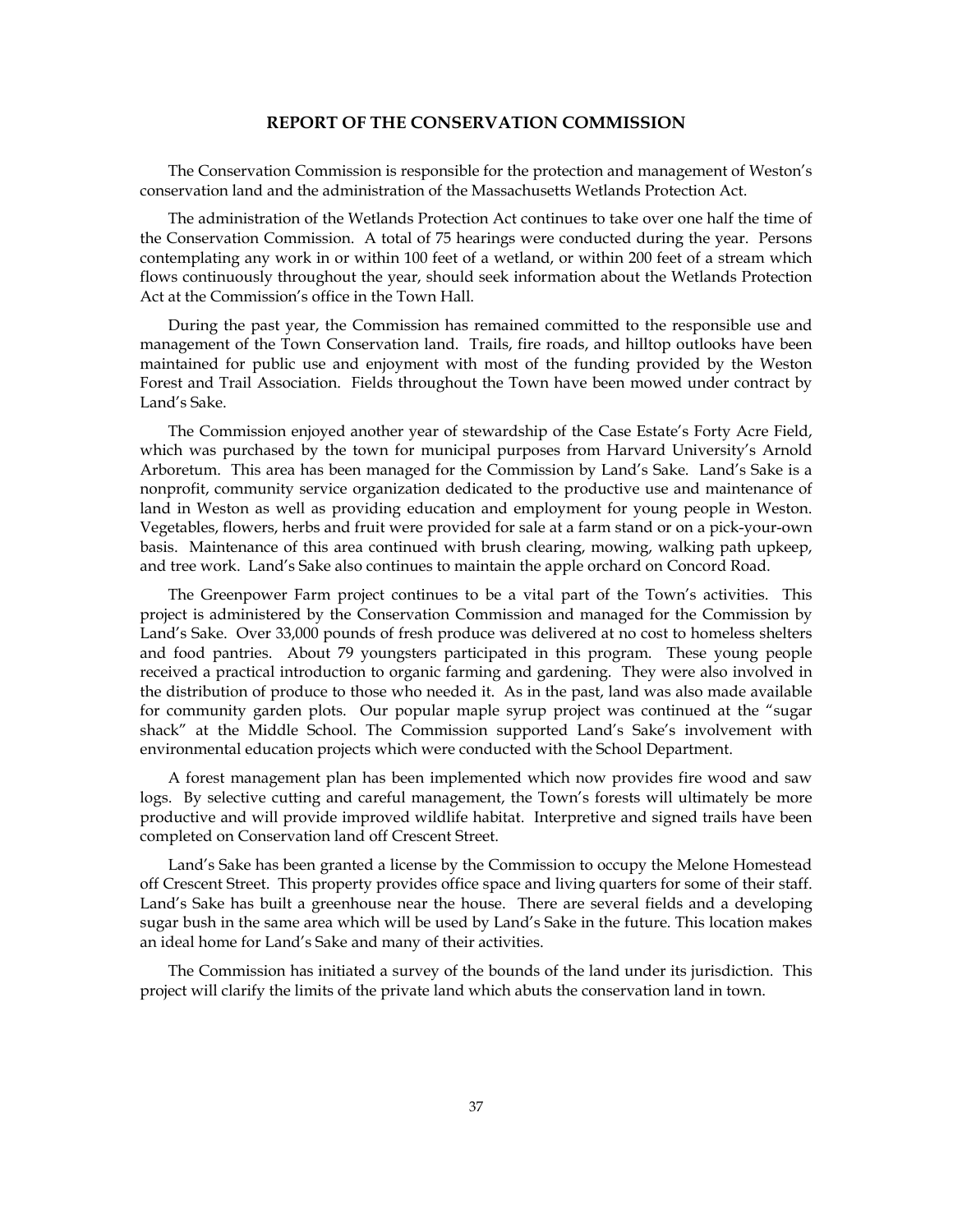## REPORT OF THE CONSERVATION COMMISSION

The Conservation Commission is responsible for the protection and management of Weston's conservation land and the administration of the Massachusetts Wetlands Protection Act.

The administration of the Wetlands Protection Act continues to take over one half the time of the Conservation Commission. A total of 75 hearings were conducted during the year. Persons contemplating any work in or within 100 feet of a wetland, or within 200 feet of a stream which flows continuously throughout the year, should seek information about the Wetlands Protection Act at the Commission's office in the Town Hall.

During the past year, the Commission has remained committed to the responsible use and management of the Town Conservation land. Trails, fire roads, and hilltop outlooks have been maintained for public use and enjoyment with most of the funding provided by the Weston Forest and Trail Association. Fields throughout the Town have been mowed under contract by Land's Sake.

The Commission enjoyed another year of stewardship of the Case Estate's Forty Acre Field, which was purchased by the town for municipal purposes from Harvard University's Arnold Arboretum. This area has been managed for the Commission by Land's Sake. Land's Sake is a nonprofit, community service organization dedicated to the productive use and maintenance of land in Weston as well as providing education and employment for young people in Weston. Vegetables, flowers, herbs and fruit were provided for sale at a farm stand or on a pick-your-own basis. Maintenance of this area continued with brush clearing, mowing, walking path upkeep, and tree work. Land's Sake also continues to maintain the apple orchard on Concord Road.

The Greenpower Farm project continues to be a vital part of the Town's activities. This project is administered by the Conservation Commission and managed for the Commission by Land's Sake. Over 33,000 pounds of fresh produce was delivered at no cost to homeless shelters and food pantries. About 79 youngsters participated in this program. These young people received a practical introduction to organic farming and gardening. They were also involved in the distribution of produce to those who needed it. As in the past, land was also made available for community garden plots. Our popular maple syrup project was continued at the "sugar shack" at the Middle School. The Commission supported Land's Sake's involvement with environmental education projects which were conducted with the School Department.

A forest management plan has been implemented which now provides fire wood and saw logs. By selective cutting and careful management, the Town's forests will ultimately be more productive and will provide improved wildlife habitat. Interpretive and signed trails have been completed on Conservation land off Crescent Street.

Land's Sake has been granted a license by the Commission to occupy the Melone Homestead off Crescent Street. This property provides office space and living quarters for some of their staff. Land's Sake has built a greenhouse near the house. There are several fields and a developing sugar bush in the same area which will be used by Land's Sake in the future. This location makes an ideal home for Land's Sake and many of their activities.

The Commission has initiated a survey of the bounds of the land under its jurisdiction. This project will clarify the limits of the private land which abuts the conservation land in town.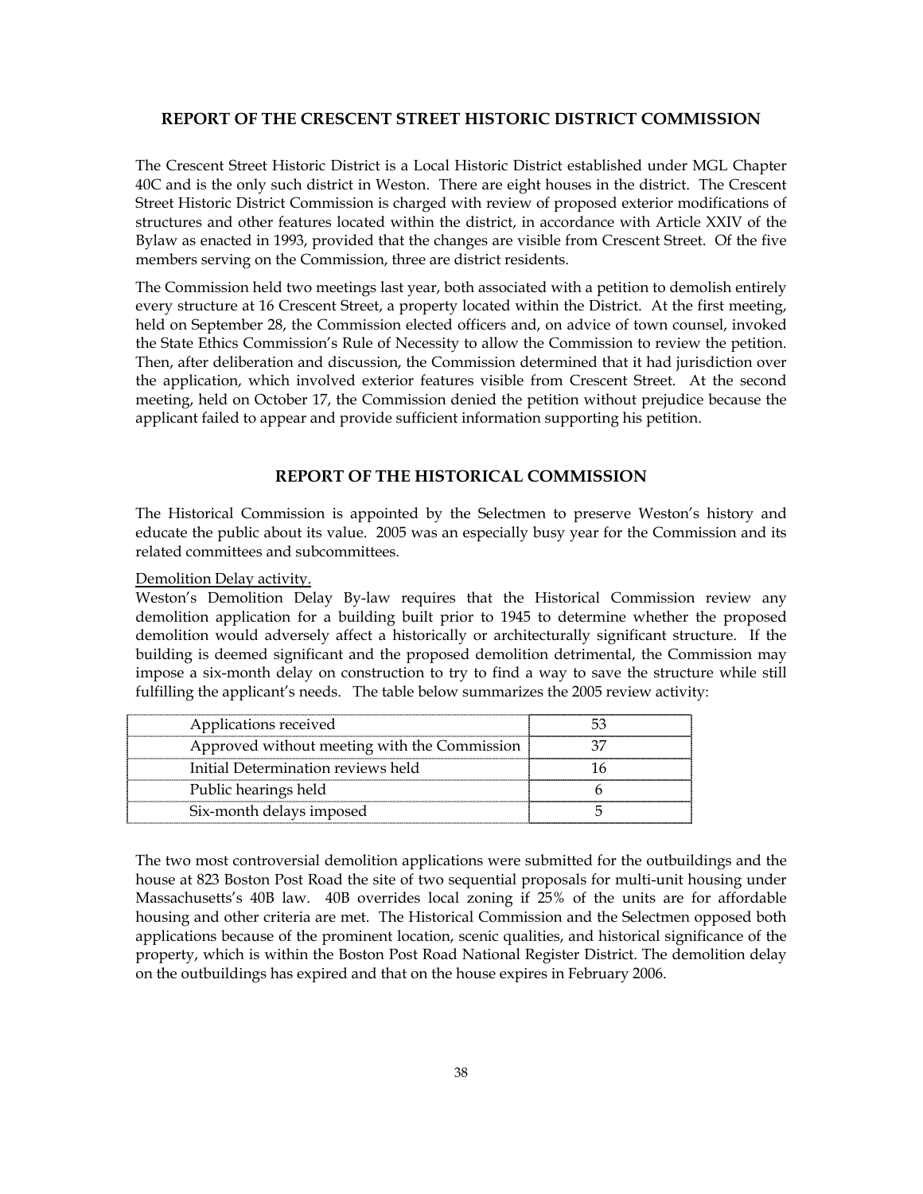## REPORT OF THE CRESCENT STREET HISTORIC DISTRICT COMMISSION

The Crescent Street Historic District is a Local Historic District established under MGL Chapter 40C and is the only such district in Weston. There are eight houses in the district. The Crescent Street Historic District Commission is charged with review of proposed exterior modifications of structures and other features located within the district, in accordance with Article XXIV of the Bylaw as enacted in 1993, provided that the changes are visible from Crescent Street. Of the five members serving on the Commission, three are district residents.

The Commission held two meetings last year, both associated with a petition to demolish entirely every structure at 16 Crescent Street, a property located within the District. At the first meeting, held on September 28, the Commission elected officers and, on advice of town counsel, invoked the State Ethics Commission's Rule of Necessity to allow the Commission to review the petition. Then, after deliberation and discussion, the Commission determined that it had jurisdiction over the application, which involved exterior features visible from Crescent Street. At the second meeting, held on October 17, the Commission denied the petition without prejudice because the applicant failed to appear and provide sufficient information supporting his petition.

## REPORT OF THE HISTORICAL COMMISSION

The Historical Commission is appointed by the Selectmen to preserve Weston's history and educate the public about its value. 2005 was an especially busy year for the Commission and its related committees and subcommittees.

Demolition Delay activity.

Weston's Demolition Delay By-law requires that the Historical Commission review any demolition application for a building built prior to 1945 to determine whether the proposed demolition would adversely affect a historically or architecturally significant structure. If the building is deemed significant and the proposed demolition detrimental, the Commission may impose a six-month delay on construction to try to find a way to save the structure while still fulfilling the applicant's needs. The table below summarizes the 2005 review activity:

| | |
|---|---|
| Applications received | 53 |
| Approved without meeting with the Commission | 37 |
| Initial Determination reviews held | 16 |
| Public hearings held | 6 |
| Six-month delays imposed | 5 |

The two most controversial demolition applications were submitted for the outbuildings and the house at 823 Boston Post Road the site of two sequential proposals for multi-unit housing under Massachusetts's 40B law. 40B overrides local zoning if 25% of the units are for affordable housing and other criteria are met. The Historical Commission and the Selectmen opposed both applications because of the prominent location, scenic qualities, and historical significance of the property, which is within the Boston Post Road National Register District. The demolition delay on the outbuildings has expired and that on the house expires in February 2006.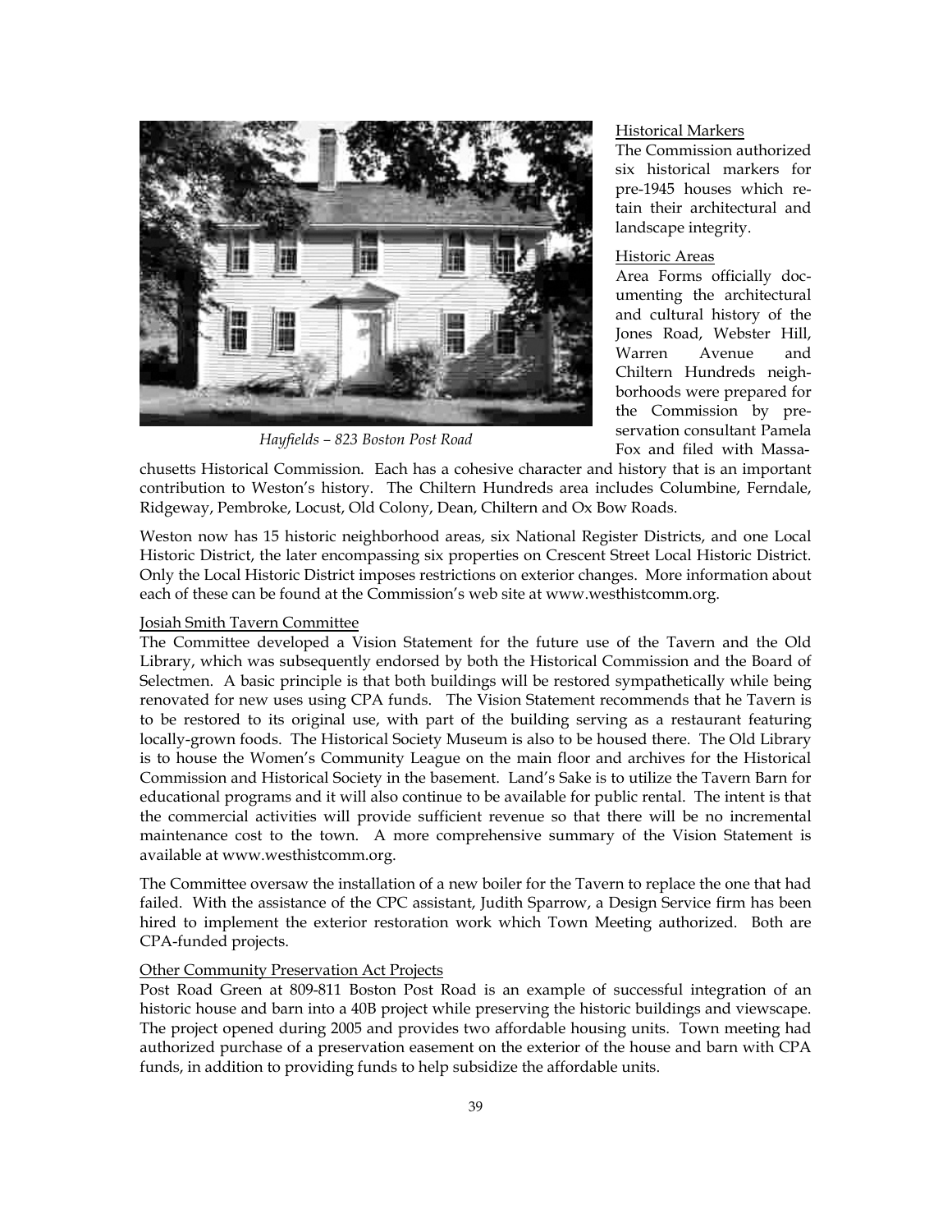*Hayfields – 823 Boston Post Road*

Historical Markers

The Commission authorized six historical markers for pre-1945 houses which retain their architectural and landscape integrity.

Historic Areas

Area Forms officially documenting the architectural and cultural history of the Jones Road, Webster Hill, Warren Avenue and Chiltern Hundreds neighborhoods were prepared for the Commission by preservation consultant Pamela Fox and filed with Massachusetts Historical Commission. Each has a cohesive character and history that is an important contribution to Weston's history. The Chiltern Hundreds area includes Columbine, Ferndale, Ridgeway, Pembroke, Locust, Old Colony, Dean, Chiltern and Ox Bow Roads.

Weston now has 15 historic neighborhood areas, six National Register Districts, and one Local Historic District, the later encompassing six properties on Crescent Street Local Historic District. Only the Local Historic District imposes restrictions on exterior changes. More information about each of these can be found at the Commission's web site at www.westhistcomm.org.

Josiah Smith Tavern Committee

The Committee developed a Vision Statement for the future use of the Tavern and the Old Library, which was subsequently endorsed by both the Historical Commission and the Board of Selectmen. A basic principle is that both buildings will be restored sympathetically while being renovated for new uses using CPA funds. The Vision Statement recommends that he Tavern is to be restored to its original use, with part of the building serving as a restaurant featuring locally-grown foods. The Historical Society Museum is also to be housed there. The Old Library is to house the Women's Community League on the main floor and archives for the Historical Commission and Historical Society in the basement. Land's Sake is to utilize the Tavern Barn for educational programs and it will also continue to be available for public rental. The intent is that the commercial activities will provide sufficient revenue so that there will be no incremental maintenance cost to the town. A more comprehensive summary of the Vision Statement is available at www.westhistcomm.org.

The Committee oversaw the installation of a new boiler for the Tavern to replace the one that had failed. With the assistance of the CPC assistant, Judith Sparrow, a Design Service firm has been hired to implement the exterior restoration work which Town Meeting authorized. Both are CPA-funded projects.

Other Community Preservation Act Projects

Post Road Green at 809-811 Boston Post Road is an example of successful integration of an historic house and barn into a 40B project while preserving the historic buildings and viewscape. The project opened during 2005 and provides two affordable housing units. Town meeting had authorized purchase of a preservation easement on the exterior of the house and barn with CPA funds, in addition to providing funds to help subsidize the affordable units.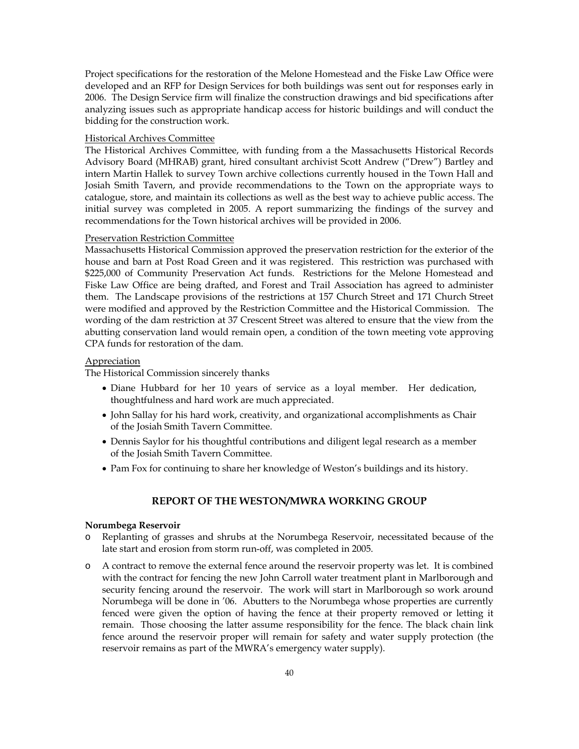Project specifications for the restoration of the Melone Homestead and the Fiske Law Office were developed and an RFP for Design Services for both buildings was sent out for responses early in 2006. The Design Service firm will finalize the construction drawings and bid specifications after analyzing issues such as appropriate handicap access for historic buildings and will conduct the bidding for the construction work.

Historical Archives Committee

The Historical Archives Committee, with funding from a the Massachusetts Historical Records Advisory Board (MHRAB) grant, hired consultant archivist Scott Andrew ("Drew") Bartley and intern Martin Hallek to survey Town archive collections currently housed in the Town Hall and Josiah Smith Tavern, and provide recommendations to the Town on the appropriate ways to catalogue, store, and maintain its collections as well as the best way to achieve public access. The initial survey was completed in 2005. A report summarizing the findings of the survey and recommendations for the Town historical archives will be provided in 2006.

Preservation Restriction Committee

Massachusetts Historical Commission approved the preservation restriction for the exterior of the house and barn at Post Road Green and it was registered. This restriction was purchased with $225,000 of Community Preservation Act funds. Restrictions for the Melone Homestead and Fiske Law Office are being drafted, and Forest and Trail Association has agreed to administer them. The Landscape provisions of the restrictions at 157 Church Street and 171 Church Street were modified and approved by the Restriction Committee and the Historical Commission. The wording of the dam restriction at 37 Crescent Street was altered to ensure that the view from the abutting conservation land would remain open, a condition of the town meeting vote approving CPA funds for restoration of the dam.

Appreciation

The Historical Commission sincerely thanks

- Diane Hubbard for her 10 years of service as a loyal member. Her dedication, thoughtfulness and hard work are much appreciated.
- John Sallay for his hard work, creativity, and organizational accomplishments as Chair of the Josiah Smith Tavern Committee.
- Dennis Saylor for his thoughtful contributions and diligent legal research as a member of the Josiah Smith Tavern Committee.
- Pam Fox for continuing to share her knowledge of Weston's buildings and its history.

## REPORT OF THE WESTON/MWRA WORKING GROUP

**Norumbega Reservoir**

- Replanting of grasses and shrubs at the Norumbega Reservoir, necessitated because of the late start and erosion from storm run-off, was completed in 2005.
- A contract to remove the external fence around the reservoir property was let. It is combined with the contract for fencing the new John Carroll water treatment plant in Marlborough and security fencing around the reservoir. The work will start in Marlborough so work around Norumbega will be done in '06. Abutters to the Norumbega whose properties are currently fenced were given the option of having the fence at their property removed or letting it remain. Those choosing the latter assume responsibility for the fence. The black chain link fence around the reservoir proper will remain for safety and water supply protection (the reservoir remains as part of the MWRA's emergency water supply).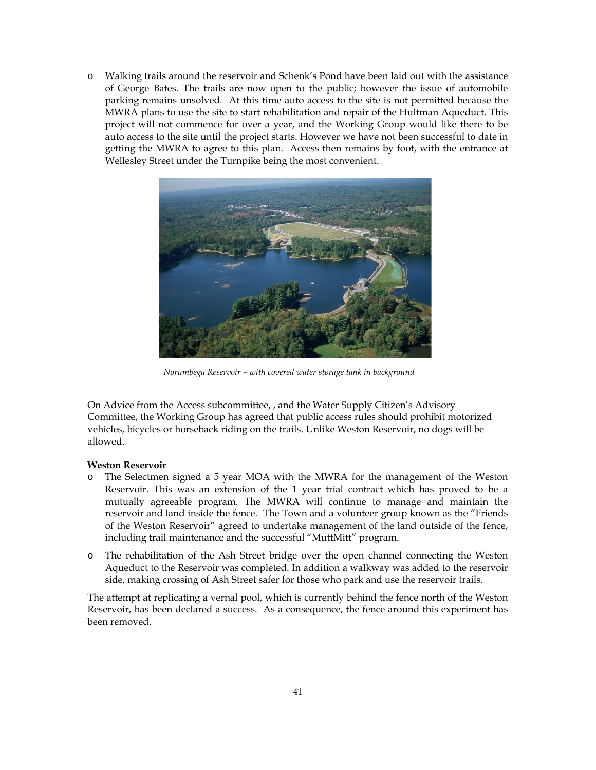- Walking trails around the reservoir and Schenk's Pond have been laid out with the assistance of George Bates. The trails are now open to the public; however the issue of automobile parking remains unsolved. At this time auto access to the site is not permitted because the MWRA plans to use the site to start rehabilitation and repair of the Hultman Aqueduct. This project will not commence for over a year, and the Working Group would like there to be auto access to the site until the project starts. However we have not been successful to date in getting the MWRA to agree to this plan. Access then remains by foot, with the entrance at Wellesley Street under the Turnpike being the most convenient.

*Norumbega Reservoir – with covered water storage tank in background*

On Advice from the Access subcommittee, , and the Water Supply Citizen's Advisory Committee, the Working Group has agreed that public access rules should prohibit motorized vehicles, bicycles or horseback riding on the trails. Unlike Weston Reservoir, no dogs will be allowed.

**Weston Reservoir**

- The Selectmen signed a 5 year MOA with the MWRA for the management of the Weston Reservoir. This was an extension of the 1 year trial contract which has proved to be a mutually agreeable program. The MWRA will continue to manage and maintain the reservoir and land inside the fence. The Town and a volunteer group known as the "Friends of the Weston Reservoir" agreed to undertake management of the land outside of the fence, including trail maintenance and the successful "MuttMitt" program.
- The rehabilitation of the Ash Street bridge over the open channel connecting the Weston Aqueduct to the Reservoir was completed. In addition a walkway was added to the reservoir side, making crossing of Ash Street safer for those who park and use the reservoir trails.

The attempt at replicating a vernal pool, which is currently behind the fence north of the Weston Reservoir, has been declared a success. As a consequence, the fence around this experiment has been removed.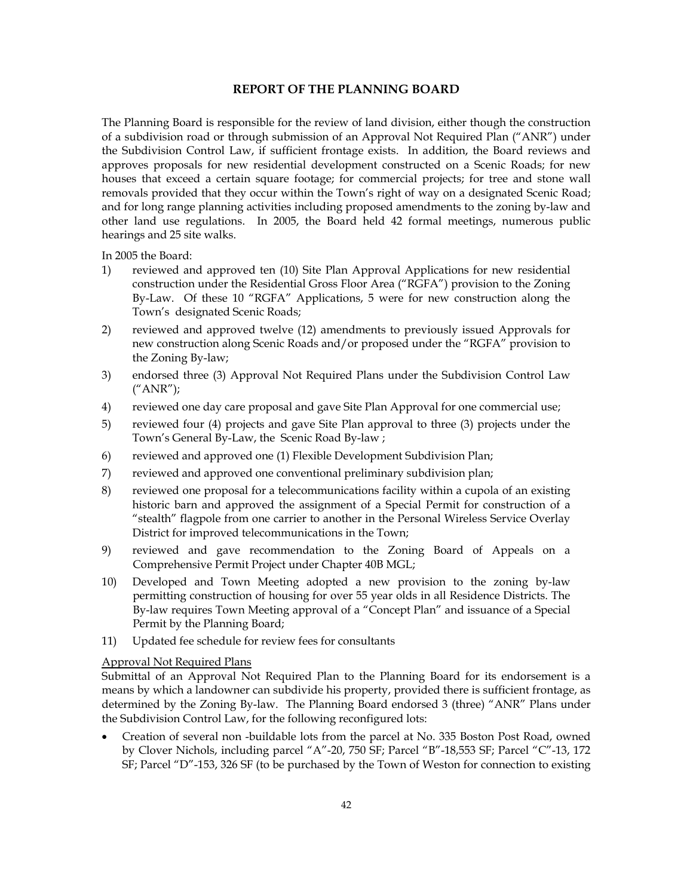## REPORT OF THE PLANNING BOARD

The Planning Board is responsible for the review of land division, either though the construction of a subdivision road or through submission of an Approval Not Required Plan ("ANR") under the Subdivision Control Law, if sufficient frontage exists. In addition, the Board reviews and approves proposals for new residential development constructed on a Scenic Roads; for new houses that exceed a certain square footage; for commercial projects; for tree and stone wall removals provided that they occur within the Town's right of way on a designated Scenic Road; and for long range planning activities including proposed amendments to the zoning by-law and other land use regulations. In 2005, the Board held 42 formal meetings, numerous public hearings and 25 site walks.

In 2005 the Board:

1) reviewed and approved ten (10) Site Plan Approval Applications for new residential construction under the Residential Gross Floor Area ("RGFA") provision to the Zoning By-Law. Of these 10 "RGFA" Applications, 5 were for new construction along the Town's designated Scenic Roads;
2) reviewed and approved twelve (12) amendments to previously issued Approvals for new construction along Scenic Roads and/or proposed under the "RGFA" provision to the Zoning By-law;
3) endorsed three (3) Approval Not Required Plans under the Subdivision Control Law ("ANR");
4) reviewed one day care proposal and gave Site Plan Approval for one commercial use;
5) reviewed four (4) projects and gave Site Plan approval to three (3) projects under the Town's General By-Law, the Scenic Road By-law ;
6) reviewed and approved one (1) Flexible Development Subdivision Plan;
7) reviewed and approved one conventional preliminary subdivision plan;
8) reviewed one proposal for a telecommunications facility within a cupola of an existing historic barn and approved the assignment of a Special Permit for construction of a "stealth" flagpole from one carrier to another in the Personal Wireless Service Overlay District for improved telecommunications in the Town;
9) reviewed and gave recommendation to the Zoning Board of Appeals on a Comprehensive Permit Project under Chapter 40B MGL;
10) Developed and Town Meeting adopted a new provision to the zoning by-law permitting construction of housing for over 55 year olds in all Residence Districts. The By-law requires Town Meeting approval of a "Concept Plan" and issuance of a Special Permit by the Planning Board;
11) Updated fee schedule for review fees for consultants

Approval Not Required Plans

Submittal of an Approval Not Required Plan to the Planning Board for its endorsement is a means by which a landowner can subdivide his property, provided there is sufficient frontage, as determined by the Zoning By-law. The Planning Board endorsed 3 (three) "ANR" Plans under the Subdivision Control Law, for the following reconfigured lots:

- Creation of several non -buildable lots from the parcel at No. 335 Boston Post Road, owned by Clover Nichols, including parcel "A"-20, 750 SF; Parcel "B"-18,553 SF; Parcel "C"-13, 172 SF; Parcel "D"-153, 326 SF (to be purchased by the Town of Weston for connection to existing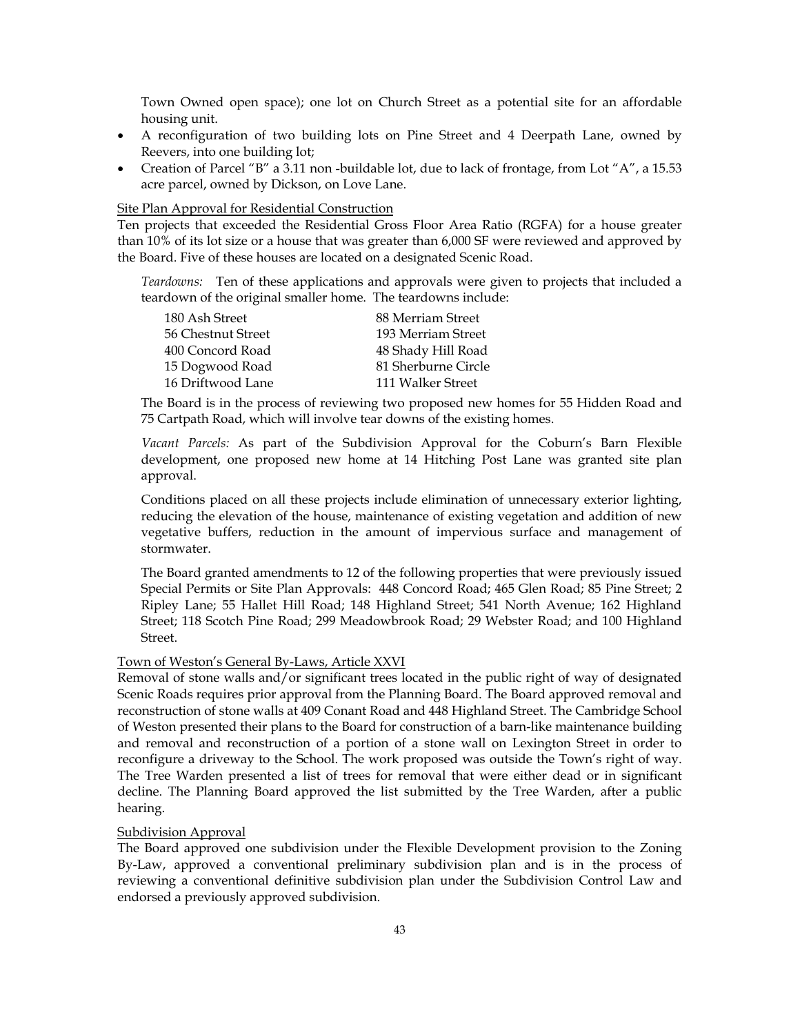Town Owned open space); one lot on Church Street as a potential site for an affordable housing unit.

- A reconfiguration of two building lots on Pine Street and 4 Deerpath Lane, owned by Reevers, into one building lot;
- Creation of Parcel "B" a 3.11 non -buildable lot, due to lack of frontage, from Lot "A", a 15.53 acre parcel, owned by Dickson, on Love Lane.

Site Plan Approval for Residential Construction

Ten projects that exceeded the Residential Gross Floor Area Ratio (RGFA) for a house greater than 10% of its lot size or a house that was greater than 6,000 SF were reviewed and approved by the Board. Five of these houses are located on a designated Scenic Road.

*Teardowns:* Ten of these applications and approvals were given to projects that included a teardown of the original smaller home. The teardowns include:

| | |
|---|---|
| 180 Ash Street | 88 Merriam Street |
| 56 Chestnut Street | 193 Merriam Street |
| 400 Concord Road | 48 Shady Hill Road |
| 15 Dogwood Road | 81 Sherburne Circle |
| 16 Driftwood Lane | 111 Walker Street |

The Board is in the process of reviewing two proposed new homes for 55 Hidden Road and 75 Cartpath Road, which will involve tear downs of the existing homes.

*Vacant Parcels:* As part of the Subdivision Approval for the Coburn's Barn Flexible development, one proposed new home at 14 Hitching Post Lane was granted site plan approval.

Conditions placed on all these projects include elimination of unnecessary exterior lighting, reducing the elevation of the house, maintenance of existing vegetation and addition of new vegetative buffers, reduction in the amount of impervious surface and management of stormwater.

The Board granted amendments to 12 of the following properties that were previously issued Special Permits or Site Plan Approvals: 448 Concord Road; 465 Glen Road; 85 Pine Street; 2 Ripley Lane; 55 Hallet Hill Road; 148 Highland Street; 541 North Avenue; 162 Highland Street; 118 Scotch Pine Road; 299 Meadowbrook Road; 29 Webster Road; and 100 Highland Street.

Town of Weston's General By-Laws, Article XXVI

Removal of stone walls and/or significant trees located in the public right of way of designated Scenic Roads requires prior approval from the Planning Board. The Board approved removal and reconstruction of stone walls at 409 Conant Road and 448 Highland Street. The Cambridge School of Weston presented their plans to the Board for construction of a barn-like maintenance building and removal and reconstruction of a portion of a stone wall on Lexington Street in order to reconfigure a driveway to the School. The work proposed was outside the Town's right of way. The Tree Warden presented a list of trees for removal that were either dead or in significant decline. The Planning Board approved the list submitted by the Tree Warden, after a public hearing.

Subdivision Approval

The Board approved one subdivision under the Flexible Development provision to the Zoning By-Law, approved a conventional preliminary subdivision plan and is in the process of reviewing a conventional definitive subdivision plan under the Subdivision Control Law and endorsed a previously approved subdivision.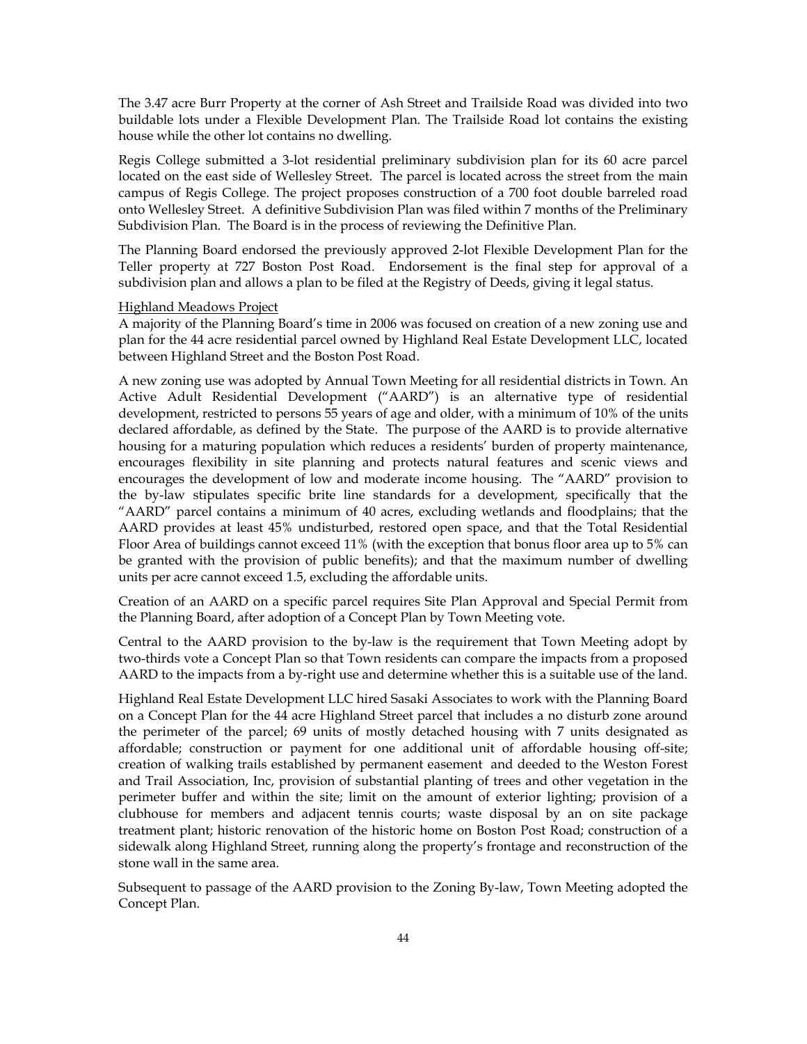The 3.47 acre Burr Property at the corner of Ash Street and Trailside Road was divided into two buildable lots under a Flexible Development Plan. The Trailside Road lot contains the existing house while the other lot contains no dwelling.

Regis College submitted a 3-lot residential preliminary subdivision plan for its 60 acre parcel located on the east side of Wellesley Street. The parcel is located across the street from the main campus of Regis College. The project proposes construction of a 700 foot double barreled road onto Wellesley Street. A definitive Subdivision Plan was filed within 7 months of the Preliminary Subdivision Plan. The Board is in the process of reviewing the Definitive Plan.

The Planning Board endorsed the previously approved 2-lot Flexible Development Plan for the Teller property at 727 Boston Post Road. Endorsement is the final step for approval of a subdivision plan and allows a plan to be filed at the Registry of Deeds, giving it legal status.

Highland Meadows Project

A majority of the Planning Board's time in 2006 was focused on creation of a new zoning use and plan for the 44 acre residential parcel owned by Highland Real Estate Development LLC, located between Highland Street and the Boston Post Road.

A new zoning use was adopted by Annual Town Meeting for all residential districts in Town. An Active Adult Residential Development ("AARD") is an alternative type of residential development, restricted to persons 55 years of age and older, with a minimum of 10% of the units declared affordable, as defined by the State. The purpose of the AARD is to provide alternative housing for a maturing population which reduces a residents' burden of property maintenance, encourages flexibility in site planning and protects natural features and scenic views and encourages the development of low and moderate income housing. The "AARD" provision to the by-law stipulates specific brite line standards for a development, specifically that the "AARD" parcel contains a minimum of 40 acres, excluding wetlands and floodplains; that the AARD provides at least 45% undisturbed, restored open space, and that the Total Residential Floor Area of buildings cannot exceed 11% (with the exception that bonus floor area up to 5% can be granted with the provision of public benefits); and that the maximum number of dwelling units per acre cannot exceed 1.5, excluding the affordable units.

Creation of an AARD on a specific parcel requires Site Plan Approval and Special Permit from the Planning Board, after adoption of a Concept Plan by Town Meeting vote.

Central to the AARD provision to the by-law is the requirement that Town Meeting adopt by two-thirds vote a Concept Plan so that Town residents can compare the impacts from a proposed AARD to the impacts from a by-right use and determine whether this is a suitable use of the land.

Highland Real Estate Development LLC hired Sasaki Associates to work with the Planning Board on a Concept Plan for the 44 acre Highland Street parcel that includes a no disturb zone around the perimeter of the parcel; 69 units of mostly detached housing with 7 units designated as affordable; construction or payment for one additional unit of affordable housing off-site; creation of walking trails established by permanent easement and deeded to the Weston Forest and Trail Association, Inc, provision of substantial planting of trees and other vegetation in the perimeter buffer and within the site; limit on the amount of exterior lighting; provision of a clubhouse for members and adjacent tennis courts; waste disposal by an on site package treatment plant; historic renovation of the historic home on Boston Post Road; construction of a sidewalk along Highland Street, running along the property's frontage and reconstruction of the stone wall in the same area.

Subsequent to passage of the AARD provision to the Zoning By-law, Town Meeting adopted the Concept Plan.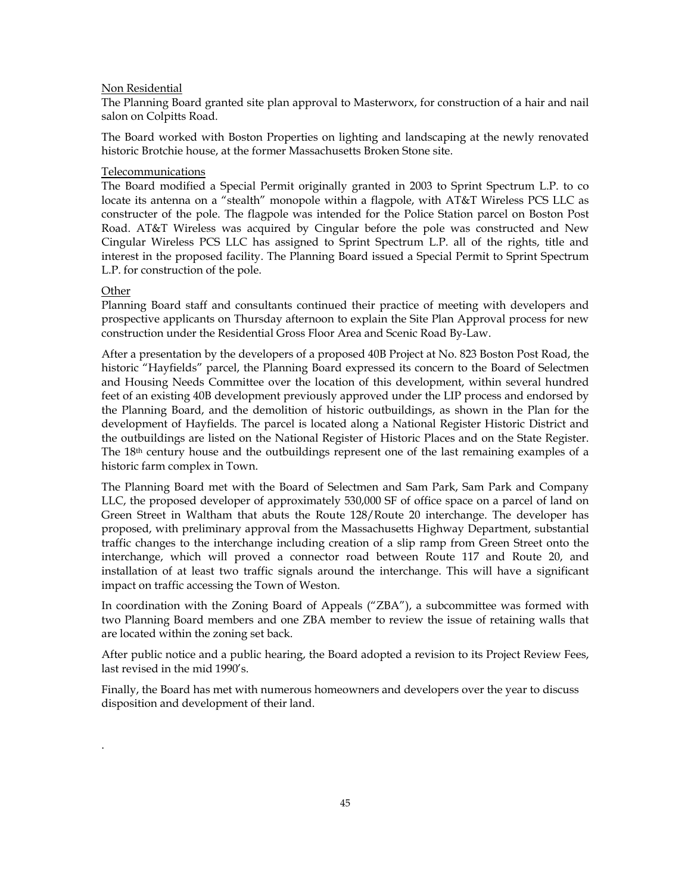Non Residential

The Planning Board granted site plan approval to Masterworx, for construction of a hair and nail salon on Colpitts Road.

The Board worked with Boston Properties on lighting and landscaping at the newly renovated historic Brotchie house, at the former Massachusetts Broken Stone site.

Telecommunications

The Board modified a Special Permit originally granted in 2003 to Sprint Spectrum L.P. to co locate its antenna on a "stealth" monopole within a flagpole, with AT&T Wireless PCS LLC as constructer of the pole. The flagpole was intended for the Police Station parcel on Boston Post Road. AT&T Wireless was acquired by Cingular before the pole was constructed and New Cingular Wireless PCS LLC has assigned to Sprint Spectrum L.P. all of the rights, title and interest in the proposed facility. The Planning Board issued a Special Permit to Sprint Spectrum L.P. for construction of the pole.

Other

Planning Board staff and consultants continued their practice of meeting with developers and prospective applicants on Thursday afternoon to explain the Site Plan Approval process for new construction under the Residential Gross Floor Area and Scenic Road By-Law.

After a presentation by the developers of a proposed 40B Project at No. 823 Boston Post Road, the historic "Hayfields" parcel, the Planning Board expressed its concern to the Board of Selectmen and Housing Needs Committee over the location of this development, within several hundred feet of an existing 40B development previously approved under the LIP process and endorsed by the Planning Board, and the demolition of historic outbuildings, as shown in the Plan for the development of Hayfields. The parcel is located along a National Register Historic District and the outbuildings are listed on the National Register of Historic Places and on the State Register. The 18th century house and the outbuildings represent one of the last remaining examples of a historic farm complex in Town.

The Planning Board met with the Board of Selectmen and Sam Park, Sam Park and Company LLC, the proposed developer of approximately 530,000 SF of office space on a parcel of land on Green Street in Waltham that abuts the Route 128/Route 20 interchange. The developer has proposed, with preliminary approval from the Massachusetts Highway Department, substantial traffic changes to the interchange including creation of a slip ramp from Green Street onto the interchange, which will proved a connector road between Route 117 and Route 20, and installation of at least two traffic signals around the interchange. This will have a significant impact on traffic accessing the Town of Weston.

In coordination with the Zoning Board of Appeals ("ZBA"), a subcommittee was formed with two Planning Board members and one ZBA member to review the issue of retaining walls that are located within the zoning set back.

After public notice and a public hearing, the Board adopted a revision to its Project Review Fees, last revised in the mid 1990's.

Finally, the Board has met with numerous homeowners and developers over the year to discuss disposition and development of their land.

.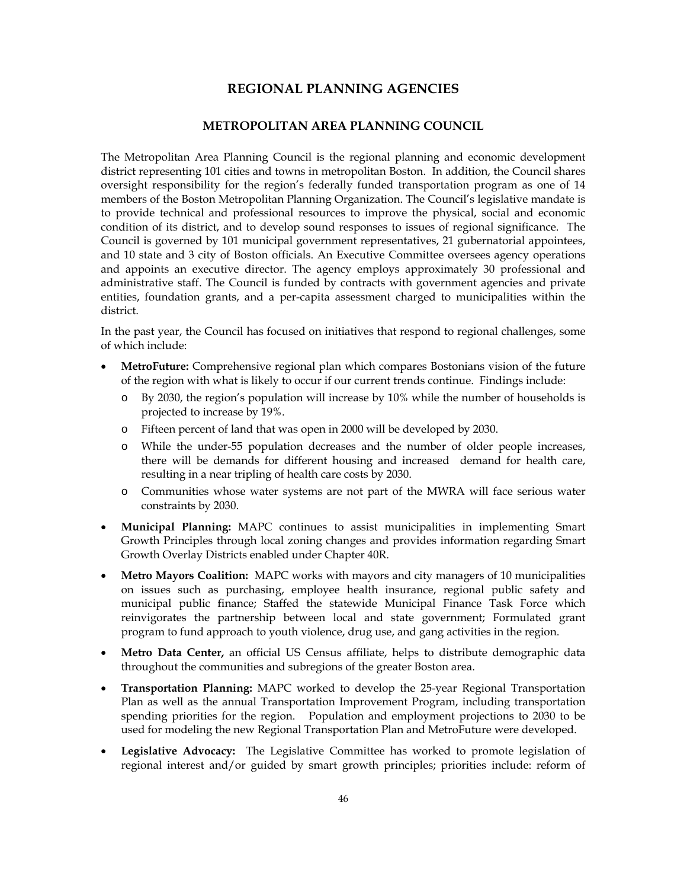# REGIONAL PLANNING AGENCIES

## METROPOLITAN AREA PLANNING COUNCIL

The Metropolitan Area Planning Council is the regional planning and economic development district representing 101 cities and towns in metropolitan Boston. In addition, the Council shares oversight responsibility for the region's federally funded transportation program as one of 14 members of the Boston Metropolitan Planning Organization. The Council's legislative mandate is to provide technical and professional resources to improve the physical, social and economic condition of its district, and to develop sound responses to issues of regional significance. The Council is governed by 101 municipal government representatives, 21 gubernatorial appointees, and 10 state and 3 city of Boston officials. An Executive Committee oversees agency operations and appoints an executive director. The agency employs approximately 30 professional and administrative staff. The Council is funded by contracts with government agencies and private entities, foundation grants, and a per-capita assessment charged to municipalities within the district.

In the past year, the Council has focused on initiatives that respond to regional challenges, some of which include:

- **MetroFuture:** Comprehensive regional plan which compares Bostonians vision of the future of the region with what is likely to occur if our current trends continue. Findings include:
  - By 2030, the region's population will increase by 10% while the number of households is projected to increase by 19%.
  - Fifteen percent of land that was open in 2000 will be developed by 2030.
  - While the under-55 population decreases and the number of older people increases, there will be demands for different housing and increased demand for health care, resulting in a near tripling of health care costs by 2030.
  - Communities whose water systems are not part of the MWRA will face serious water constraints by 2030.
- **Municipal Planning:** MAPC continues to assist municipalities in implementing Smart Growth Principles through local zoning changes and provides information regarding Smart Growth Overlay Districts enabled under Chapter 40R.
- **Metro Mayors Coalition:** MAPC works with mayors and city managers of 10 municipalities on issues such as purchasing, employee health insurance, regional public safety and municipal public finance; Staffed the statewide Municipal Finance Task Force which reinvigorates the partnership between local and state government; Formulated grant program to fund approach to youth violence, drug use, and gang activities in the region.
- **Metro Data Center,** an official US Census affiliate, helps to distribute demographic data throughout the communities and subregions of the greater Boston area.
- **Transportation Planning:** MAPC worked to develop the 25-year Regional Transportation Plan as well as the annual Transportation Improvement Program, including transportation spending priorities for the region. Population and employment projections to 2030 to be used for modeling the new Regional Transportation Plan and MetroFuture were developed.
- **Legislative Advocacy:** The Legislative Committee has worked to promote legislation of regional interest and/or guided by smart growth principles; priorities include: reform of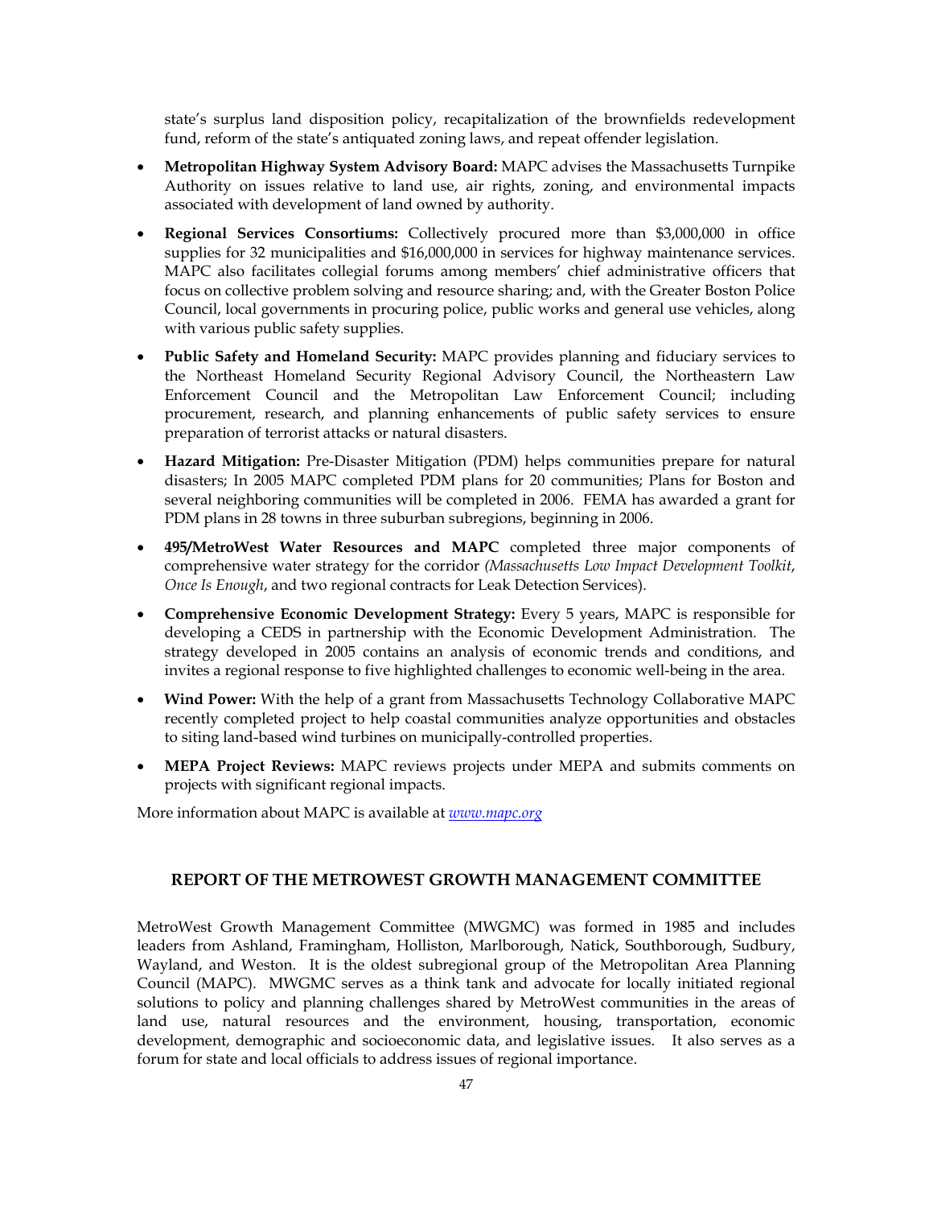state's surplus land disposition policy, recapitalization of the brownfields redevelopment fund, reform of the state's antiquated zoning laws, and repeat offender legislation.

- **Metropolitan Highway System Advisory Board:** MAPC advises the Massachusetts Turnpike Authority on issues relative to land use, air rights, zoning, and environmental impacts associated with development of land owned by authority.
- **Regional Services Consortiums:** Collectively procured more than $3,000,000 in office supplies for 32 municipalities and $16,000,000 in services for highway maintenance services. MAPC also facilitates collegial forums among members' chief administrative officers that focus on collective problem solving and resource sharing; and, with the Greater Boston Police Council, local governments in procuring police, public works and general use vehicles, along with various public safety supplies.
- **Public Safety and Homeland Security:** MAPC provides planning and fiduciary services to the Northeast Homeland Security Regional Advisory Council, the Northeastern Law Enforcement Council and the Metropolitan Law Enforcement Council; including procurement, research, and planning enhancements of public safety services to ensure preparation of terrorist attacks or natural disasters.
- **Hazard Mitigation:** Pre-Disaster Mitigation (PDM) helps communities prepare for natural disasters; In 2005 MAPC completed PDM plans for 20 communities; Plans for Boston and several neighboring communities will be completed in 2006. FEMA has awarded a grant for PDM plans in 28 towns in three suburban subregions, beginning in 2006.
- **495/MetroWest Water Resources and MAPC** completed three major components of comprehensive water strategy for the corridor *(Massachusetts Low Impact Development Toolkit*, *Once Is Enough*, and two regional contracts for Leak Detection Services).
- **Comprehensive Economic Development Strategy:** Every 5 years, MAPC is responsible for developing a CEDS in partnership with the Economic Development Administration. The strategy developed in 2005 contains an analysis of economic trends and conditions, and invites a regional response to five highlighted challenges to economic well-being in the area.
- **Wind Power:** With the help of a grant from Massachusetts Technology Collaborative MAPC recently completed project to help coastal communities analyze opportunities and obstacles to siting land-based wind turbines on municipally-controlled properties.
- **MEPA Project Reviews:** MAPC reviews projects under MEPA and submits comments on projects with significant regional impacts.

More information about MAPC is available at *www.mapc.org*

## REPORT OF THE METROWEST GROWTH MANAGEMENT COMMITTEE

MetroWest Growth Management Committee (MWGMC) was formed in 1985 and includes leaders from Ashland, Framingham, Holliston, Marlborough, Natick, Southborough, Sudbury, Wayland, and Weston. It is the oldest subregional group of the Metropolitan Area Planning Council (MAPC). MWGMC serves as a think tank and advocate for locally initiated regional solutions to policy and planning challenges shared by MetroWest communities in the areas of land use, natural resources and the environment, housing, transportation, economic development, demographic and socioeconomic data, and legislative issues. It also serves as a forum for state and local officials to address issues of regional importance.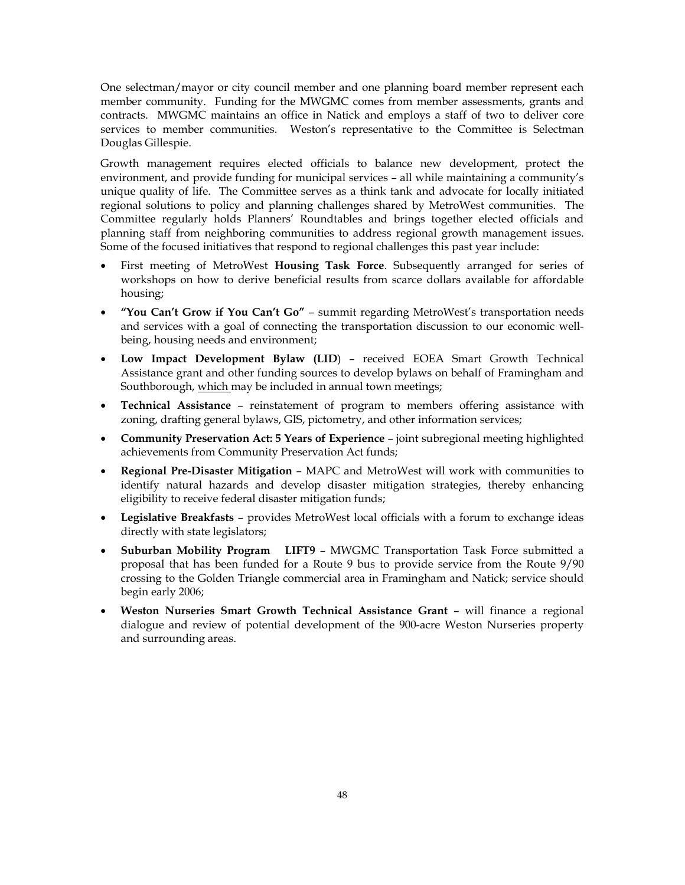One selectman/mayor or city council member and one planning board member represent each member community. Funding for the MWGMC comes from member assessments, grants and contracts. MWGMC maintains an office in Natick and employs a staff of two to deliver core services to member communities. Weston's representative to the Committee is Selectman Douglas Gillespie.

Growth management requires elected officials to balance new development, protect the environment, and provide funding for municipal services – all while maintaining a community's unique quality of life. The Committee serves as a think tank and advocate for locally initiated regional solutions to policy and planning challenges shared by MetroWest communities. The Committee regularly holds Planners' Roundtables and brings together elected officials and planning staff from neighboring communities to address regional growth management issues. Some of the focused initiatives that respond to regional challenges this past year include:

- First meeting of MetroWest **Housing Task Force**. Subsequently arranged for series of workshops on how to derive beneficial results from scarce dollars available for affordable housing;
- **"You Can't Grow if You Can't Go"** – summit regarding MetroWest's transportation needs and services with a goal of connecting the transportation discussion to our economic well-being, housing needs and environment;
- **Low Impact Development Bylaw (LID**) – received EOEA Smart Growth Technical Assistance grant and other funding sources to develop bylaws on behalf of Framingham and Southborough, which may be included in annual town meetings;
- **Technical Assistance** – reinstatement of program to members offering assistance with zoning, drafting general bylaws, GIS, pictometry, and other information services;
- **Community Preservation Act: 5 Years of Experience** – joint subregional meeting highlighted achievements from Community Preservation Act funds;
- **Regional Pre-Disaster Mitigation** – MAPC and MetroWest will work with communities to identify natural hazards and develop disaster mitigation strategies, thereby enhancing eligibility to receive federal disaster mitigation funds;
- **Legislative Breakfasts** – provides MetroWest local officials with a forum to exchange ideas directly with state legislators;
- **Suburban Mobility Program LIFT9** – MWGMC Transportation Task Force submitted a proposal that has been funded for a Route 9 bus to provide service from the Route 9/90 crossing to the Golden Triangle commercial area in Framingham and Natick; service should begin early 2006;
- **Weston Nurseries Smart Growth Technical Assistance Grant** – will finance a regional dialogue and review of potential development of the 900-acre Weston Nurseries property and surrounding areas.